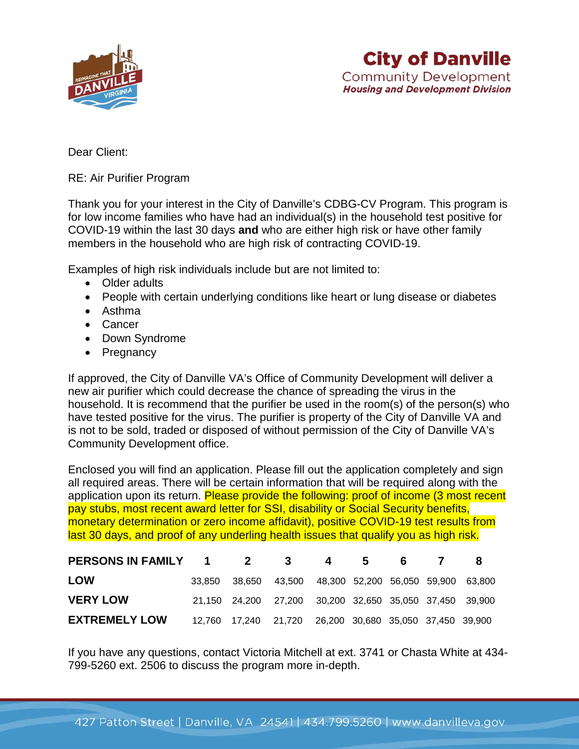**City of Danville**
Community Development
***Housing and Development Division***

Dear Client:

RE: Air Purifier Program

Thank you for your interest in the City of Danville's CDBG-CV Program. This program is for low income families who have had an individual(s) in the household test positive for COVID-19 within the last 30 days **and** who are either high risk or have other family members in the household who are high risk of contracting COVID-19.

Examples of high risk individuals include but are not limited to:

- Older adults
- People with certain underlying conditions like heart or lung disease or diabetes
- Asthma
- Cancer
- Down Syndrome
- Pregnancy

If approved, the City of Danville VA's Office of Community Development will deliver a new air purifier which could decrease the chance of spreading the virus in the household. It is recommend that the purifier be used in the room(s) of the person(s) who have tested positive for the virus. The purifier is property of the City of Danville VA and is not to be sold, traded or disposed of without permission of the City of Danville VA's Community Development office.

Enclosed you will find an application. Please fill out the application completely and sign all required areas. There will be certain information that will be required along with the application upon its return. Please provide the following: proof of income (3 most recent pay stubs, most recent award letter for SSI, disability or Social Security benefits, monetary determination or zero income affidavit), positive COVID-19 test results from last 30 days, and proof of any underling health issues that qualify you as high risk.

| PERSONS IN FAMILY | 1 | 2 | 3 | 4 | 5 | 6 | 7 | 8 |
|---|---|---|---|---|---|---|---|---|
| LOW | 33,850 | 38,650 | 43,500 | 48,300 | 52,200 | 56,050 | 59,900 | 63,800 |
| VERY LOW | 21,150 | 24,200 | 27,200 | 30,200 | 32,650 | 35,050 | 37,450 | 39,900 |
| EXTREMELY LOW | 12,760 | 17,240 | 21,720 | 26,200 | 30,680 | 35,050 | 37,450 | 39,900 |

If you have any questions, contact Victoria Mitchell at ext. 3741 or Chasta White at 434-799-5260 ext. 2506 to discuss the program more in-depth.

427 Patton Street | Danville, VA 24541 | 434.799.5260 | www.danvilleva.gov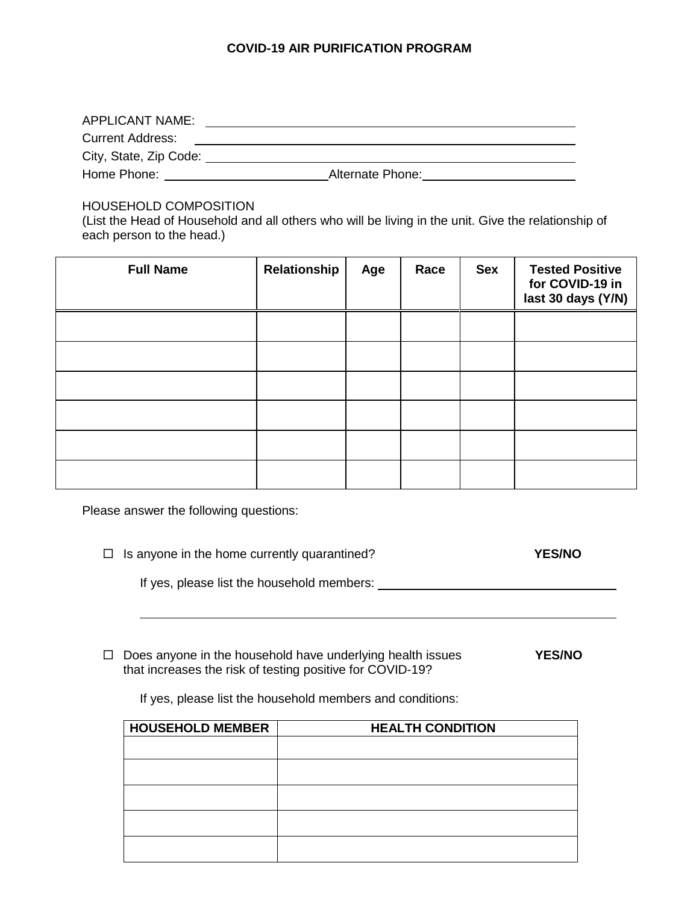## COVID-19 AIR PURIFICATION PROGRAM

APPLICANT NAME: ____________________________________________

Current Address: ____________________________________________

City, State, Zip Code: ____________________________________________

Home Phone: ______________________ Alternate Phone: ______________________

HOUSEHOLD COMPOSITION
(List the Head of Household and all others who will be living in the unit. Give the relationship of each person to the head.)

| Full Name | Relationship | Age | Race | Sex | Tested Positive for COVID-19 in last 30 days (Y/N) |
|---|---|---|---|---|---|
| | | | | | |
| | | | | | |
| | | | | | |
| | | | | | |
| | | | | | |
| | | | | | |

Please answer the following questions:

- ☐ Is anyone in the home currently quarantined? **YES/NO**

  If yes, please list the household members: ____________________________________________

  ____________________________________________

- ☐ Does anyone in the household have underlying health issues that increases the risk of testing positive for COVID-19? **YES/NO**

  If yes, please list the household members and conditions:

| HOUSEHOLD MEMBER | HEALTH CONDITION |
|---|---|
| | |
| | |
| | |
| | |
| | |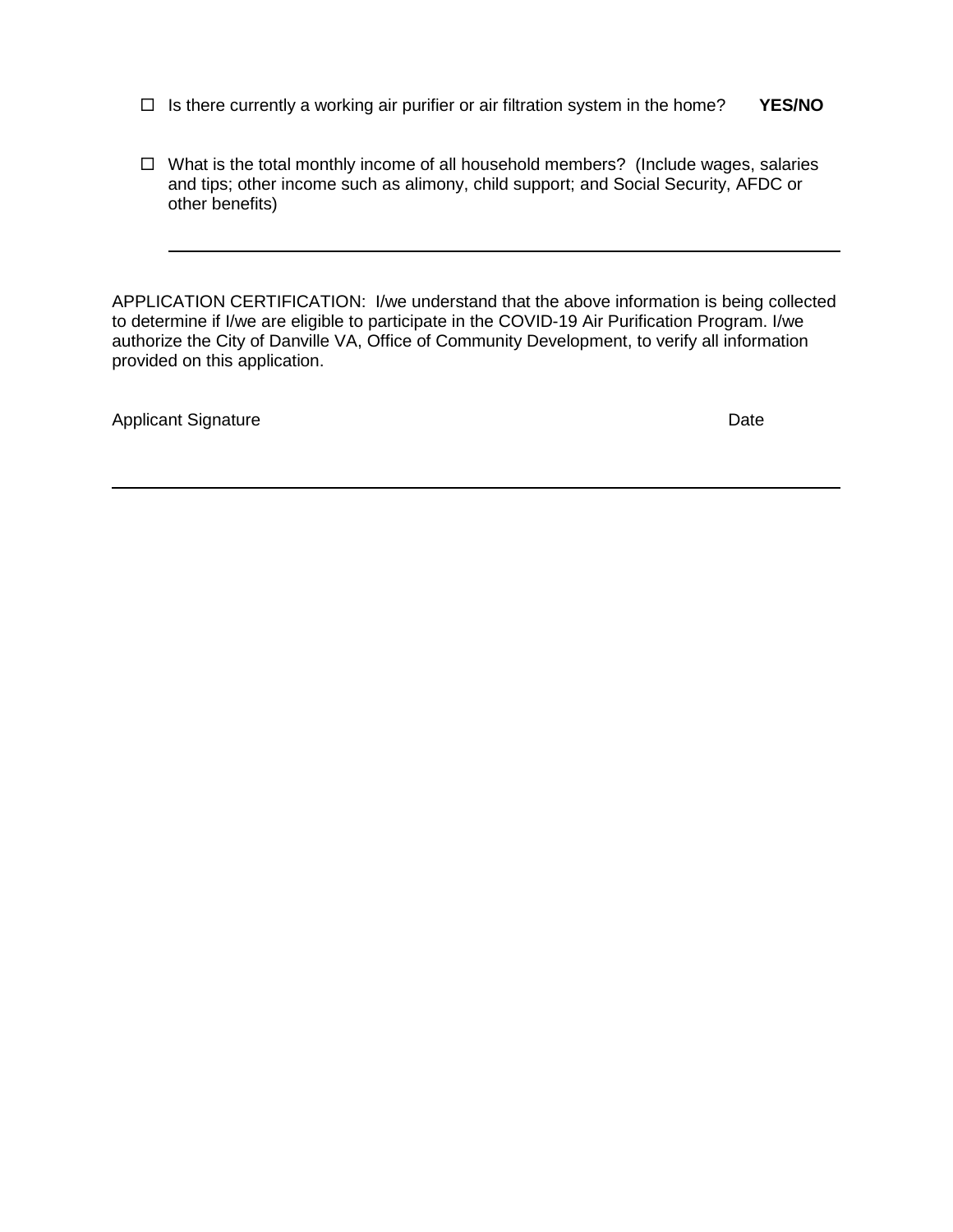- ☐ Is there currently a working air purifier or air filtration system in the home? **YES/NO**

- ☐ What is the total monthly income of all household members? (Include wages, salaries and tips; other income such as alimony, child support; and Social Security, AFDC or other benefits)

  ______________________________________________________________

APPLICATION CERTIFICATION: I/we understand that the above information is being collected to determine if I/we are eligible to participate in the COVID-19 Air Purification Program. I/we authorize the City of Danville VA, Office of Community Development, to verify all information provided on this application.

Applicant Signature                                                                                    Date

______________________________________________________________________